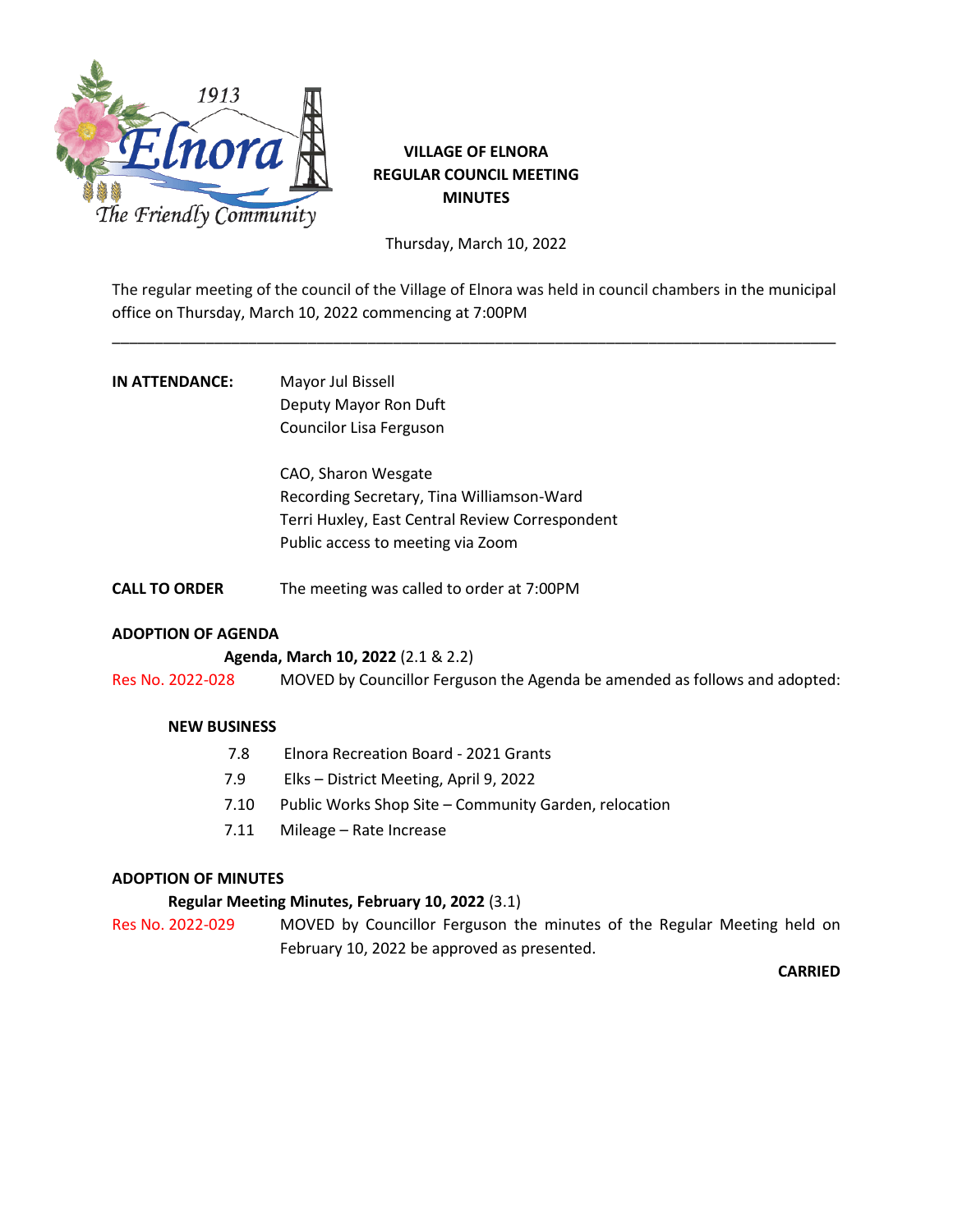1913

Elnora

The Friendly Community

**VILLAGE OF ELNORA**
**REGULAR COUNCIL MEETING**
**MINUTES**

Thursday, March 10, 2022

The regular meeting of the council of the Village of Elnora was held in council chambers in the municipal office on Thursday, March 10, 2022 commencing at 7:00PM

---

**IN ATTENDANCE:** Mayor Jul Bissell
Deputy Mayor Ron Duft
Councilor Lisa Ferguson

CAO, Sharon Wesgate
Recording Secretary, Tina Williamson-Ward
Terri Huxley, East Central Review Correspondent
Public access to meeting via Zoom

**CALL TO ORDER** The meeting was called to order at 7:00PM

**ADOPTION OF AGENDA**

**Agenda, March 10, 2022** (2.1 & 2.2)

Res No. 2022-028 MOVED by Councillor Ferguson the Agenda be amended as follows and adopted:

**NEW BUSINESS**

7.8 Elnora Recreation Board - 2021 Grants
7.9 Elks – District Meeting, April 9, 2022
7.10 Public Works Shop Site – Community Garden, relocation
7.11 Mileage – Rate Increase

**ADOPTION OF MINUTES**

**Regular Meeting Minutes, February 10, 2022** (3.1)

Res No. 2022-029 MOVED by Councillor Ferguson the minutes of the Regular Meeting held on February 10, 2022 be approved as presented.

**CARRIED**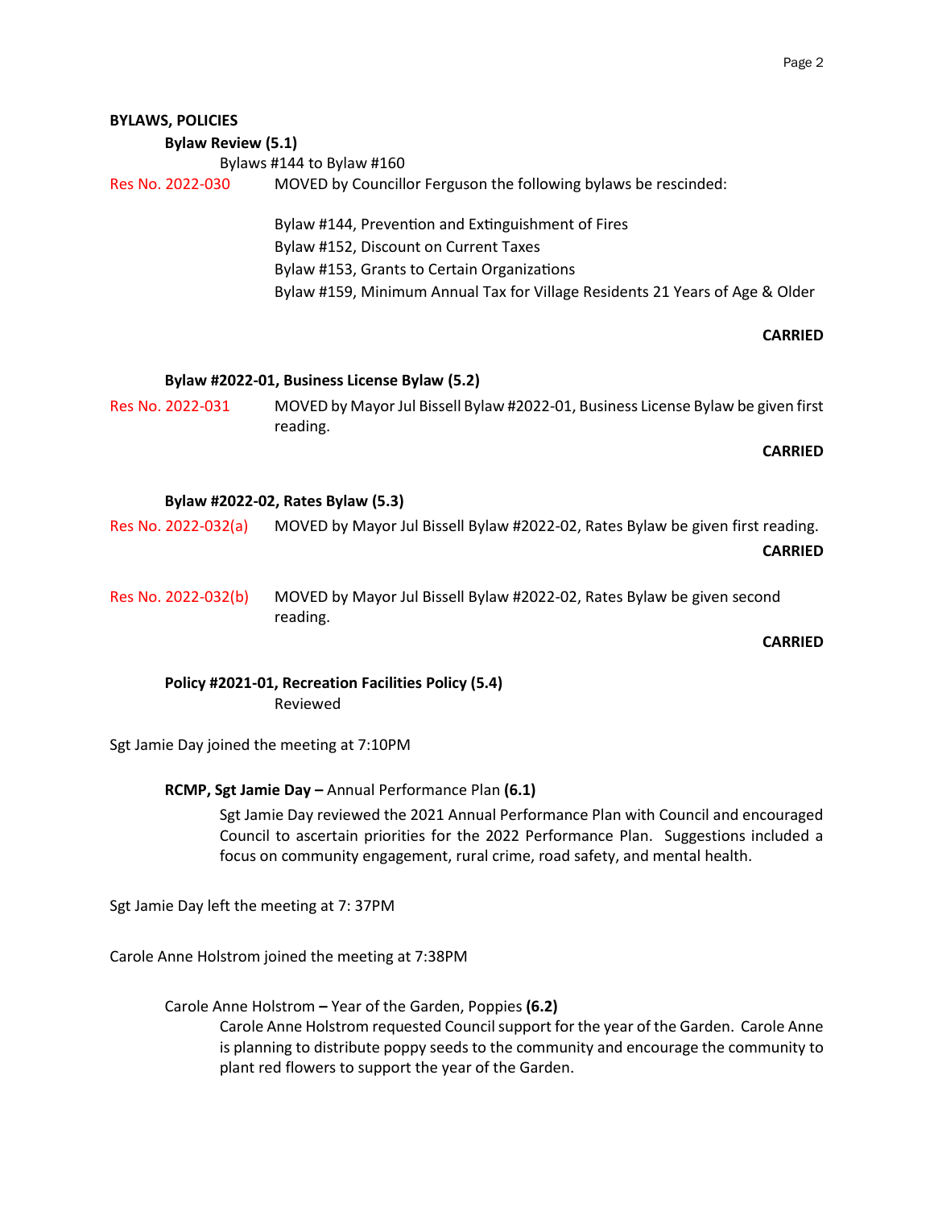**BYLAWS, POLICIES**

**Bylaw Review (5.1)**

Bylaws #144 to Bylaw #160

Res No. 2022-030 MOVED by Councillor Ferguson the following bylaws be rescinded:

Bylaw #144, Prevention and Extinguishment of Fires
Bylaw #152, Discount on Current Taxes
Bylaw #153, Grants to Certain Organizations
Bylaw #159, Minimum Annual Tax for Village Residents 21 Years of Age & Older

**CARRIED**

**Bylaw #2022-01, Business License Bylaw (5.2)**

Res No. 2022-031 MOVED by Mayor Jul Bissell Bylaw #2022-01, Business License Bylaw be given first reading.

**CARRIED**

**Bylaw #2022-02, Rates Bylaw (5.3)**

Res No. 2022-032(a) MOVED by Mayor Jul Bissell Bylaw #2022-02, Rates Bylaw be given first reading.

**CARRIED**

Res No. 2022-032(b) MOVED by Mayor Jul Bissell Bylaw #2022-02, Rates Bylaw be given second reading.

**CARRIED**

**Policy #2021-01, Recreation Facilities Policy (5.4)**

Reviewed

Sgt Jamie Day joined the meeting at 7:10PM

**RCMP, Sgt Jamie Day –** Annual Performance Plan **(6.1)**

Sgt Jamie Day reviewed the 2021 Annual Performance Plan with Council and encouraged Council to ascertain priorities for the 2022 Performance Plan. Suggestions included a focus on community engagement, rural crime, road safety, and mental health.

Sgt Jamie Day left the meeting at 7: 37PM

Carole Anne Holstrom joined the meeting at 7:38PM

Carole Anne Holstrom **–** Year of the Garden, Poppies **(6.2)**

Carole Anne Holstrom requested Council support for the year of the Garden. Carole Anne is planning to distribute poppy seeds to the community and encourage the community to plant red flowers to support the year of the Garden.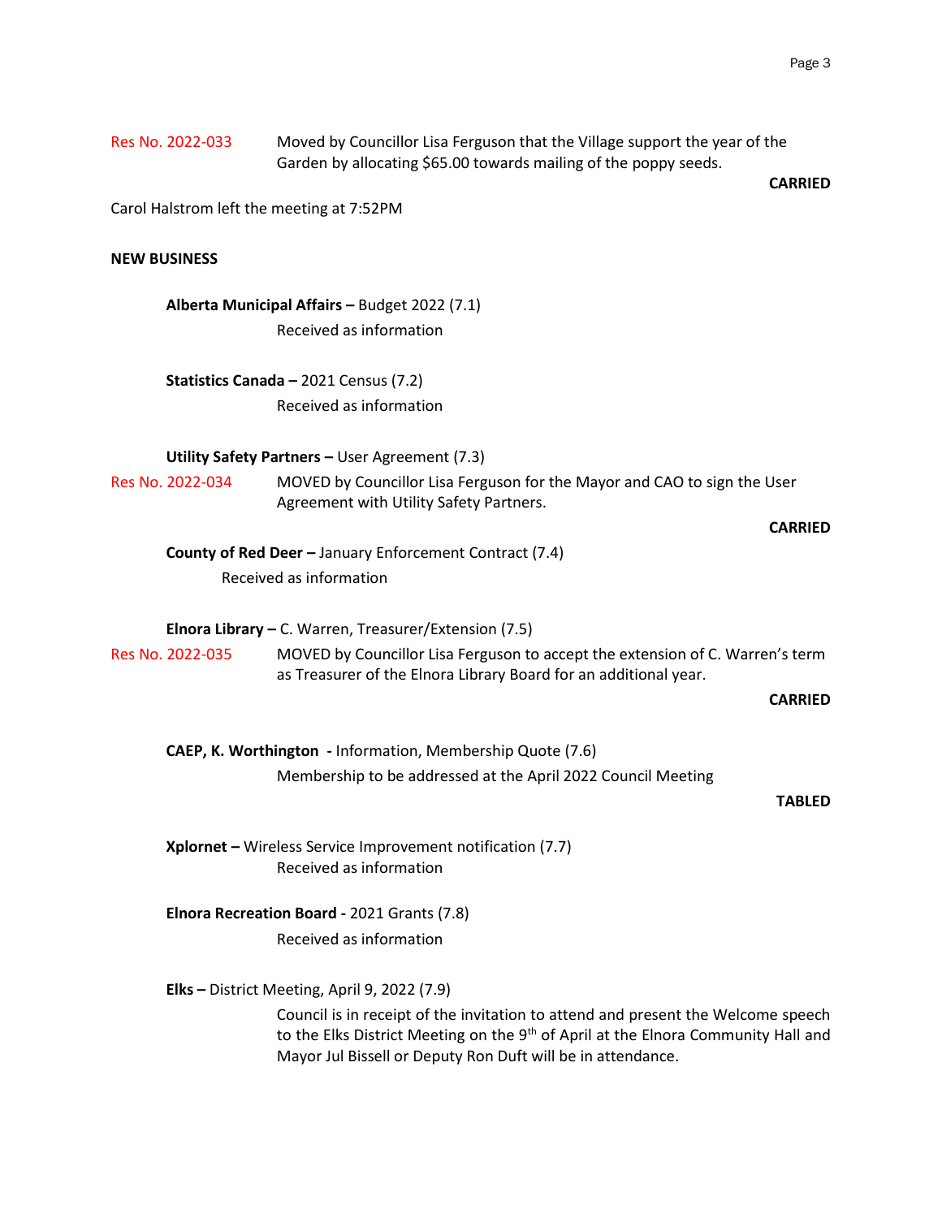Res No. 2022-033 Moved by Councillor Lisa Ferguson that the Village support the year of the Garden by allocating $65.00 towards mailing of the poppy seeds.

**CARRIED**

Carol Halstrom left the meeting at 7:52PM

**NEW BUSINESS**

**Alberta Municipal Affairs –** Budget 2022 (7.1)

Received as information

**Statistics Canada –** 2021 Census (7.2)

Received as information

**Utility Safety Partners –** User Agreement (7.3)

Res No. 2022-034 MOVED by Councillor Lisa Ferguson for the Mayor and CAO to sign the User Agreement with Utility Safety Partners.

**CARRIED**

**County of Red Deer –** January Enforcement Contract (7.4)

Received as information

**Elnora Library –** C. Warren, Treasurer/Extension (7.5)

Res No. 2022-035 MOVED by Councillor Lisa Ferguson to accept the extension of C. Warren's term as Treasurer of the Elnora Library Board for an additional year.

**CARRIED**

**CAEP, K. Worthington -** Information, Membership Quote (7.6)

Membership to be addressed at the April 2022 Council Meeting

**TABLED**

**Xplornet –** Wireless Service Improvement notification (7.7)

Received as information

**Elnora Recreation Board -** 2021 Grants (7.8)

Received as information

**Elks –** District Meeting, April 9, 2022 (7.9)

Council is in receipt of the invitation to attend and present the Welcome speech to the Elks District Meeting on the 9th of April at the Elnora Community Hall and Mayor Jul Bissell or Deputy Ron Duft will be in attendance.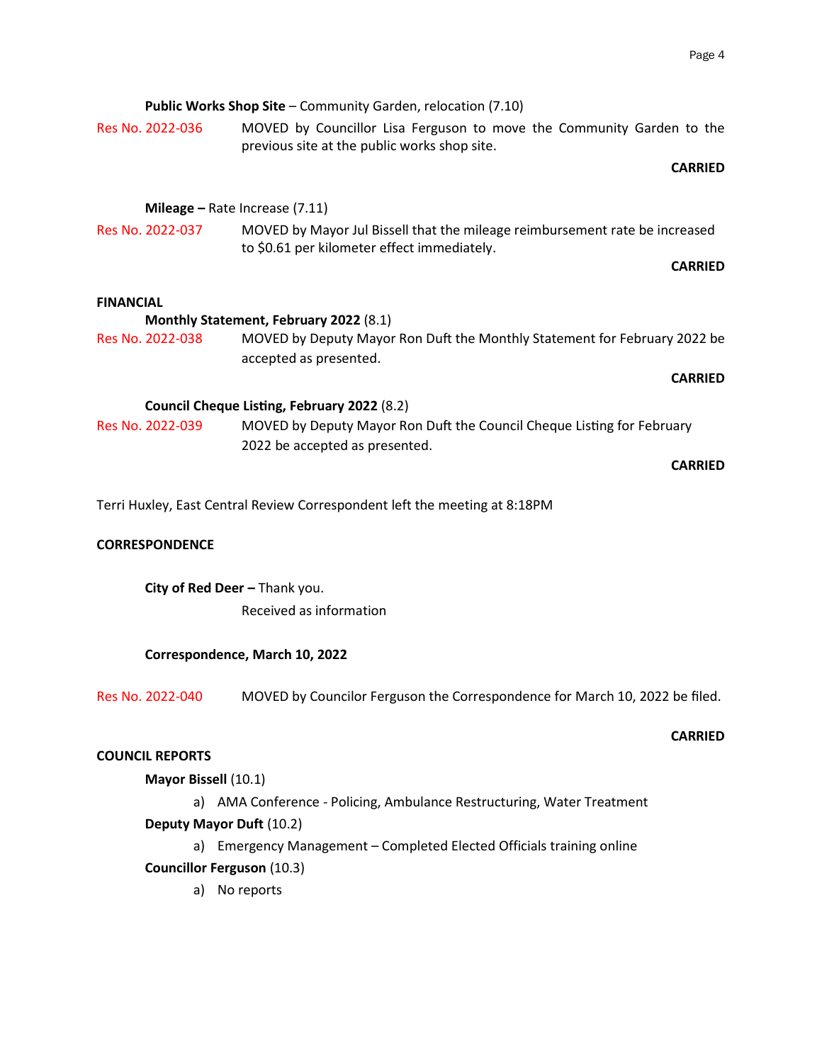**Public Works Shop Site** – Community Garden, relocation (7.10)

Res No. 2022-036 MOVED by Councillor Lisa Ferguson to move the Community Garden to the previous site at the public works shop site.

**CARRIED**

**Mileage –** Rate Increase (7.11)

Res No. 2022-037 MOVED by Mayor Jul Bissell that the mileage reimbursement rate be increased to $0.61 per kilometer effect immediately.

**CARRIED**

**FINANCIAL**

**Monthly Statement, February 2022** (8.1)

Res No. 2022-038 MOVED by Deputy Mayor Ron Duft the Monthly Statement for February 2022 be accepted as presented.

**CARRIED**

**Council Cheque Listing, February 2022** (8.2)

Res No. 2022-039 MOVED by Deputy Mayor Ron Duft the Council Cheque Listing for February 2022 be accepted as presented.

**CARRIED**

Terri Huxley, East Central Review Correspondent left the meeting at 8:18PM

**CORRESPONDENCE**

**City of Red Deer –** Thank you.

Received as information

**Correspondence, March 10, 2022**

Res No. 2022-040 MOVED by Councilor Ferguson the Correspondence for March 10, 2022 be filed.

**CARRIED**

**COUNCIL REPORTS**

**Mayor Bissell** (10.1)

a) AMA Conference - Policing, Ambulance Restructuring, Water Treatment

**Deputy Mayor Duft** (10.2)

a) Emergency Management – Completed Elected Officials training online

**Councillor Ferguson** (10.3)

a) No reports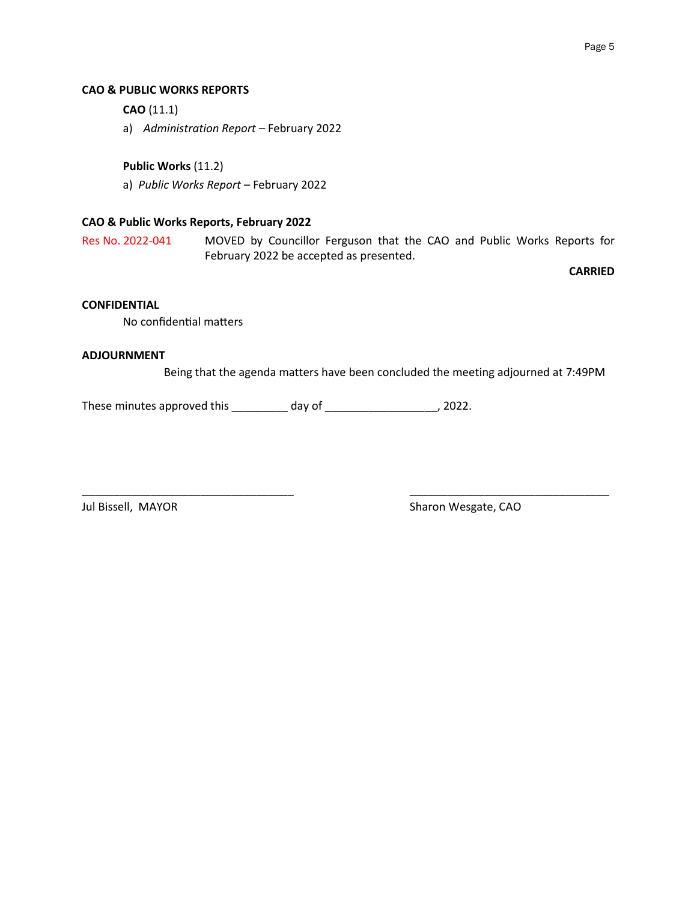**CAO & PUBLIC WORKS REPORTS**

**CAO** (11.1)

a) *Administration Report* – February 2022

**Public Works** (11.2)

a) *Public Works Report* – February 2022

**CAO & Public Works Reports, February 2022**

Res No. 2022-041 MOVED by Councillor Ferguson that the CAO and Public Works Reports for February 2022 be accepted as presented.

**CARRIED**

**CONFIDENTIAL**

No confidential matters

**ADJOURNMENT**

Being that the agenda matters have been concluded the meeting adjourned at 7:49PM

These minutes approved this _________ day of __________________, 2022.

___________________________________ 
Jul Bissell, MAYOR

_________________________________
Sharon Wesgate, CAO